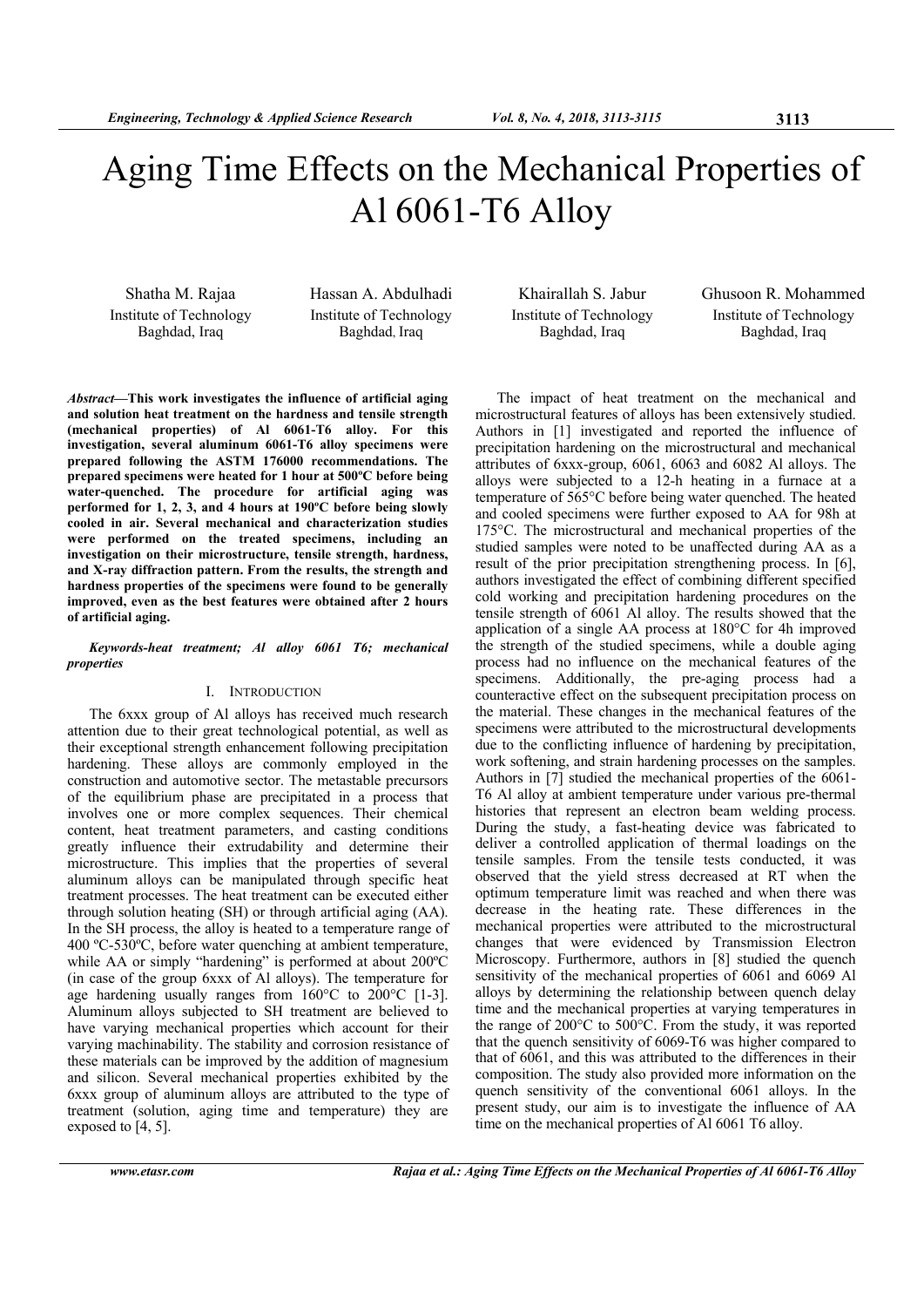# Aging Time Effects on the Mechanical Properties of Al 6061-T6 Alloy

Shatha M. Rajaa
Institute of Technology
Baghdad, Iraq

Hassan A. Abdulhadi
Institute of Technology
Baghdad, Iraq

Khairallah S. Jabur
Institute of Technology
Baghdad, Iraq

Ghusoon R. Mohammed
Institute of Technology
Baghdad, Iraq

***Abstract*—This work investigates the influence of artificial aging and solution heat treatment on the hardness and tensile strength (mechanical properties) of Al 6061-T6 alloy. For this investigation, several aluminum 6061-T6 alloy specimens were prepared following the ASTM 176000 recommendations. The prepared specimens were heated for 1 hour at 500ºC before being water-quenched. The procedure for artificial aging was performed for 1, 2, 3, and 4 hours at 190ºC before being slowly cooled in air. Several mechanical and characterization studies were performed on the treated specimens, including an investigation on their microstructure, tensile strength, hardness, and X-ray diffraction pattern. From the results, the strength and hardness properties of the specimens were found to be generally improved, even as the best features were obtained after 2 hours of artificial aging.**

***Keywords-heat treatment; Al alloy 6061 T6; mechanical properties***

## I. Introduction

The 6xxx group of Al alloys has received much research attention due to their great technological potential, as well as their exceptional strength enhancement following precipitation hardening. These alloys are commonly employed in the construction and automotive sector. The metastable precursors of the equilibrium phase are precipitated in a process that involves one or more complex sequences. Their chemical content, heat treatment parameters, and casting conditions greatly influence their extrudability and determine their microstructure. This implies that the properties of several aluminum alloys can be manipulated through specific heat treatment processes. The heat treatment can be executed either through solution heating (SH) or through artificial aging (AA). In the SH process, the alloy is heated to a temperature range of 400 ºC-530ºC, before water quenching at ambient temperature, while AA or simply "hardening" is performed at about 200ºC (in case of the group 6xxx of Al alloys). The temperature for age hardening usually ranges from 160°C to 200°C [1-3]. Aluminum alloys subjected to SH treatment are believed to have varying mechanical properties which account for their varying machinability. The stability and corrosion resistance of these materials can be improved by the addition of magnesium and silicon. Several mechanical properties exhibited by the 6xxx group of aluminum alloys are attributed to the type of treatment (solution, aging time and temperature) they are exposed to [4, 5].

The impact of heat treatment on the mechanical and microstructural features of alloys has been extensively studied. Authors in [1] investigated and reported the influence of precipitation hardening on the microstructural and mechanical attributes of 6xxx-group, 6061, 6063 and 6082 Al alloys. The alloys were subjected to a 12-h heating in a furnace at a temperature of 565°C before being water quenched. The heated and cooled specimens were further exposed to AA for 98h at 175°C. The microstructural and mechanical properties of the studied samples were noted to be unaffected during AA as a result of the prior precipitation strengthening process. In [6], authors investigated the effect of combining different specified cold working and precipitation hardening procedures on the tensile strength of 6061 Al alloy. The results showed that the application of a single AA process at 180°C for 4h improved the strength of the studied specimens, while a double aging process had no influence on the mechanical features of the specimens. Additionally, the pre-aging process had a counteractive effect on the subsequent precipitation process on the material. These changes in the mechanical features of the specimens were attributed to the microstructural developments due to the conflicting influence of hardening by precipitation, work softening, and strain hardening processes on the samples. Authors in [7] studied the mechanical properties of the 6061-T6 Al alloy at ambient temperature under various pre-thermal histories that represent an electron beam welding process. During the study, a fast-heating device was fabricated to deliver a controlled application of thermal loadings on the tensile samples. From the tensile tests conducted, it was observed that the yield stress decreased at RT when the optimum temperature limit was reached and when there was decrease in the heating rate. These differences in the mechanical properties were attributed to the microstructural changes that were evidenced by Transmission Electron Microscopy. Furthermore, authors in [8] studied the quench sensitivity of the mechanical properties of 6061 and 6069 Al alloys by determining the relationship between quench delay time and the mechanical properties at varying temperatures in the range of 200°C to 500°C. From the study, it was reported that the quench sensitivity of 6069-T6 was higher compared to that of 6061, and this was attributed to the differences in their composition. The study also provided more information on the quench sensitivity of the conventional 6061 alloys. In the present study, our aim is to investigate the influence of AA time on the mechanical properties of Al 6061 T6 alloy.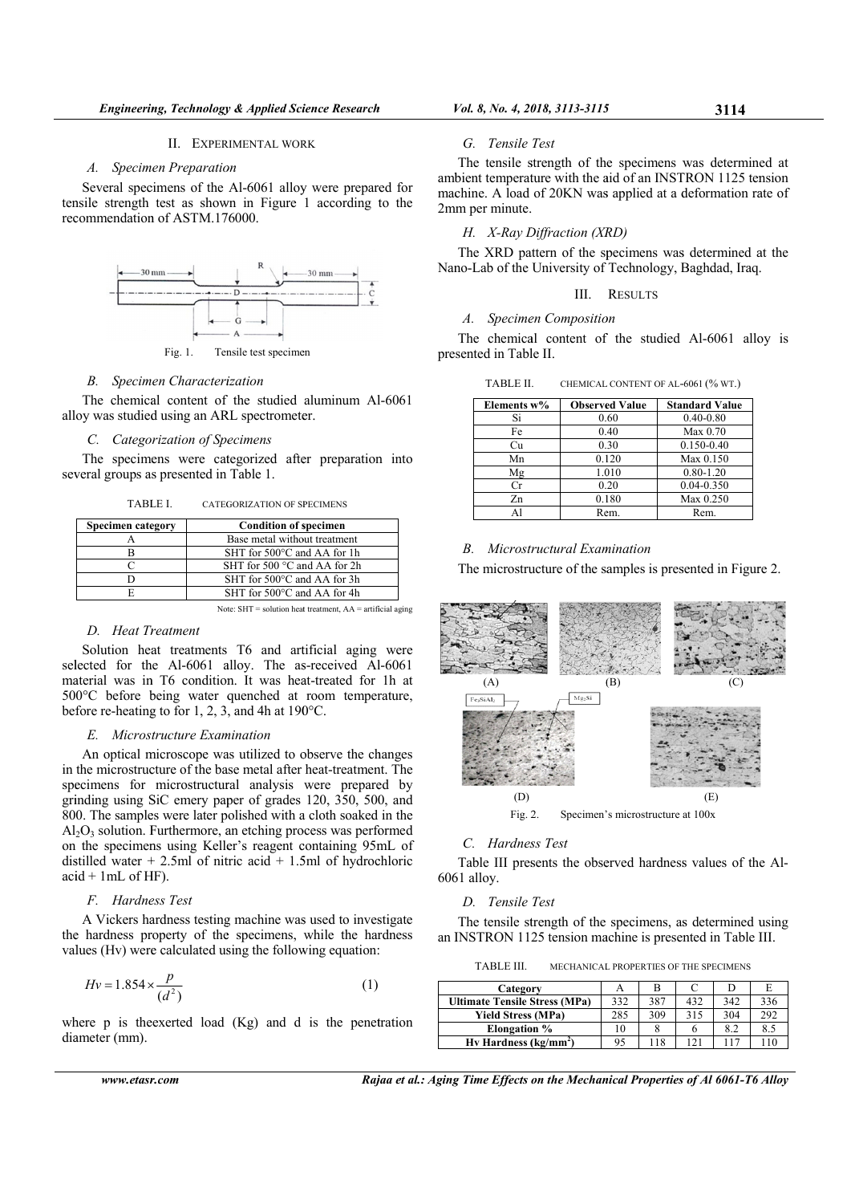## II. EXPERIMENTAL WORK

### A. Specimen Preparation

Several specimens of the Al-6061 alloy were prepared for tensile strength test as shown in Figure 1 according to the recommendation of ASTM.176000.

Fig. 1. Tensile test specimen

### B. Specimen Characterization

The chemical content of the studied aluminum Al-6061 alloy was studied using an ARL spectrometer.

### C. Categorization of Specimens

The specimens were categorized after preparation into several groups as presented in Table 1.

TABLE I. CATEGORIZATION OF SPECIMENS

| Specimen category | Condition of specimen |
|---|---|
| A | Base metal without treatment |
| B | SHT for 500°C and AA for 1h |
| C | SHT for 500 °C and AA for 2h |
| D | SHT for 500°C and AA for 3h |
| E | SHT for 500°C and AA for 4h |

Note: SHT = solution heat treatment, AA = artificial aging

### D. Heat Treatment

Solution heat treatments T6 and artificial aging were selected for the Al-6061 alloy. The as-received Al-6061 material was in T6 condition. It was heat-treated for 1h at 500°C before being water quenched at room temperature, before re-heating to for 1, 2, 3, and 4h at 190°C.

### E. Microstructure Examination

An optical microscope was utilized to observe the changes in the microstructure of the base metal after heat-treatment. The specimens for microstructural analysis were prepared by grinding using SiC emery paper of grades 120, 350, 500, and 800. The samples were later polished with a cloth soaked in the $Al_2O_3$ solution. Furthermore, an etching process was performed on the specimens using Keller's reagent containing 95mL of distilled water + 2.5ml of nitric acid + 1.5ml of hydrochloric acid + 1mL of HF).

### F. Hardness Test

A Vickers hardness testing machine was used to investigate the hardness property of the specimens, while the hardness values (Hv) were calculated using the following equation:

$$Hv = 1.854 \times \frac{p}{(d^2)} \qquad (1)$$

where p is theexerted load (Kg) and d is the penetration diameter (mm).

### G. Tensile Test

The tensile strength of the specimens was determined at ambient temperature with the aid of an INSTRON 1125 tension machine. A load of 20KN was applied at a deformation rate of 2mm per minute.

### H. X-Ray Diffraction (XRD)

The XRD pattern of the specimens was determined at the Nano-Lab of the University of Technology, Baghdad, Iraq.

## III. RESULTS

### A. Specimen Composition

The chemical content of the studied Al-6061 alloy is presented in Table II.

TABLE II. CHEMICAL CONTENT OF AL-6061 (% WT.)

| Elements w% | Observed Value | Standard Value |
|---|---|---|
| Si | 0.60 | 0.40-0.80 |
| Fe | 0.40 | Max 0.70 |
| Cu | 0.30 | 0.150-0.40 |
| Mn | 0.120 | Max 0.150 |
| Mg | 1.010 | 0.80-1.20 |
| Cr | 0.20 | 0.04-0.350 |
| Zn | 0.180 | Max 0.250 |
| Al | Rem. | Rem. |

### B. Microstructural Examination

The microstructure of the samples is presented in Figure 2.

Fig. 2. Specimen's microstructure at 100x

### C. Hardness Test

Table III presents the observed hardness values of the Al-6061 alloy.

### D. Tensile Test

The tensile strength of the specimens, as determined using an INSTRON 1125 tension machine is presented in Table III.

TABLE III. MECHANICAL PROPERTIES OF THE SPECIMENS

| Category | A | B | C | D | E |
|---|---|---|---|---|---|
| Ultimate Tensile Stress (MPa) | 332 | 387 | 432 | 342 | 336 |
| Yield Stress (MPa) | 285 | 309 | 315 | 304 | 292 |
| Elongation % | 10 | 8 | 6 | 8.2 | 8.5 |
| Hv Hardness (kg/mm$^2$) | 95 | 118 | 121 | 117 | 110 |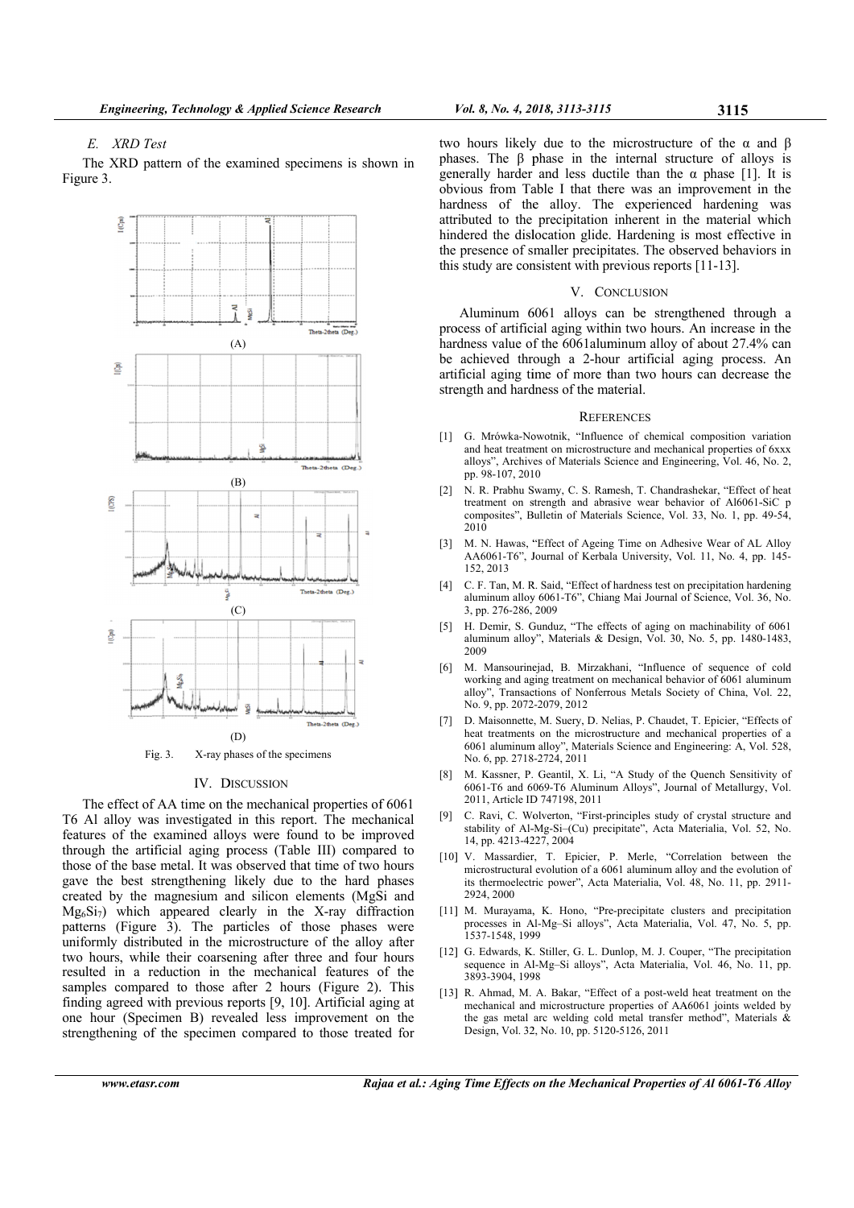### E. XRD Test

The XRD pattern of the examined specimens is shown in Figure 3.

I (Cps)

Al

Al

MgSi

Theta-2theta (Deg.)

(A)

I (Cps)

MgSi

Theta-2theta (Deg.)

(B)

I (CPS)

$Mg_6Si_7$

$Mg_6Si_7$

Al

Al

Al

Theta-2theta (Deg.)

(C)

I (Cps)

$Mg_6Si_7$

MgSi

Al

Al

Theta-2theta (Deg.)

(D)

Fig. 3. X-ray phases of the specimens

## IV. DISCUSSION

The effect of AA time on the mechanical properties of 6061 T6 Al alloy was investigated in this report. The mechanical features of the examined alloys were found to be improved through the artificial aging process (Table III) compared to those of the base metal. It was observed that time of two hours gave the best strengthening likely due to the hard phases created by the magnesium and silicon elements (MgSi and $Mg_6Si_7$) which appeared clearly in the X-ray diffraction patterns (Figure 3). The particles of those phases were uniformly distributed in the microstructure of the alloy after two hours, while their coarsening after three and four hours resulted in a reduction in the mechanical features of the samples compared to those after 2 hours (Figure 2). This finding agreed with previous reports [9, 10]. Artificial aging at one hour (Specimen B) revealed less improvement on the strengthening of the specimen compared to those treated for two hours likely due to the microstructure of the α and β phases. The β phase in the internal structure of alloys is generally harder and less ductile than the α phase [1]. It is obvious from Table I that there was an improvement in the hardness of the alloy. The experienced hardening was attributed to the precipitation inherent in the material which hindered the dislocation glide. Hardening is most effective in the presence of smaller precipitates. The observed behaviors in this study are consistent with previous reports [11-13].

## V. CONCLUSION

Aluminum 6061 alloys can be strengthened through a process of artificial aging within two hours. An increase in the hardness value of the 6061aluminum alloy of about 27.4% can be achieved through a 2-hour artificial aging process. An artificial aging time of more than two hours can decrease the strength and hardness of the material.

## REFERENCES

[1] G. Mrówka-Nowotnik, "Influence of chemical composition variation and heat treatment on microstructure and mechanical properties of 6xxx alloys", Archives of Materials Science and Engineering, Vol. 46, No. 2, pp. 98-107, 2010

[2] N. R. Prabhu Swamy, C. S. Ramesh, T. Chandrashekar, "Effect of heat treatment on strength and abrasive wear behavior of Al6061-SiC p composites", Bulletin of Materials Science, Vol. 33, No. 1, pp. 49-54, 2010

[3] M. N. Hawas, "Effect of Ageing Time on Adhesive Wear of AL Alloy AA6061-T6", Journal of Kerbala University, Vol. 11, No. 4, pp. 145-152, 2013

[4] C. F. Tan, M. R. Said, "Effect of hardness test on precipitation hardening aluminum alloy 6061-T6", Chiang Mai Journal of Science, Vol. 36, No. 3, pp. 276-286, 2009

[5] H. Demir, S. Gunduz, "The effects of aging on machinability of 6061 aluminum alloy", Materials & Design, Vol. 30, No. 5, pp. 1480-1483, 2009

[6] M. Mansourinejad, B. Mirzakhani, "Influence of sequence of cold working and aging treatment on mechanical behavior of 6061 aluminum alloy", Transactions of Nonferrous Metals Society of China, Vol. 22, No. 9, pp. 2072-2079, 2012

[7] D. Maisonnette, M. Suery, D. Nelias, P. Chaudet, T. Epicier, "Effects of heat treatments on the microstructure and mechanical properties of a 6061 aluminum alloy", Materials Science and Engineering: A, Vol. 528, No. 6, pp. 2718-2724, 2011

[8] M. Kassner, P. Geantil, X. Li, "A Study of the Quench Sensitivity of 6061-T6 and 6069-T6 Aluminum Alloys", Journal of Metallurgy, Vol. 2011, Article ID 747198, 2011

[9] C. Ravi, C. Wolverton, "First-principles study of crystal structure and stability of Al-Mg-Si–(Cu) precipitate", Acta Materialia, Vol. 52, No. 14, pp. 4213-4227, 2004

[10] V. Massardier, T. Epicier, P. Merle, "Correlation between the microstructural evolution of a 6061 aluminum alloy and the evolution of its thermoelectric power", Acta Materialia, Vol. 48, No. 11, pp. 2911-2924, 2000

[11] M. Murayama, K. Hono, "Pre-precipitate clusters and precipitation processes in Al-Mg–Si alloys", Acta Materialia, Vol. 47, No. 5, pp. 1537-1548, 1999

[12] G. Edwards, K. Stiller, G. L. Dunlop, M. J. Couper, "The precipitation sequence in Al-Mg–Si alloys", Acta Materialia, Vol. 46, No. 11, pp. 3893-3904, 1998

[13] R. Ahmad, M. A. Bakar, "Effect of a post-weld heat treatment on the mechanical and microstructure properties of AA6061 joints welded by the gas metal arc welding cold metal transfer method", Materials & Design, Vol. 32, No. 10, pp. 5120-5126, 2011